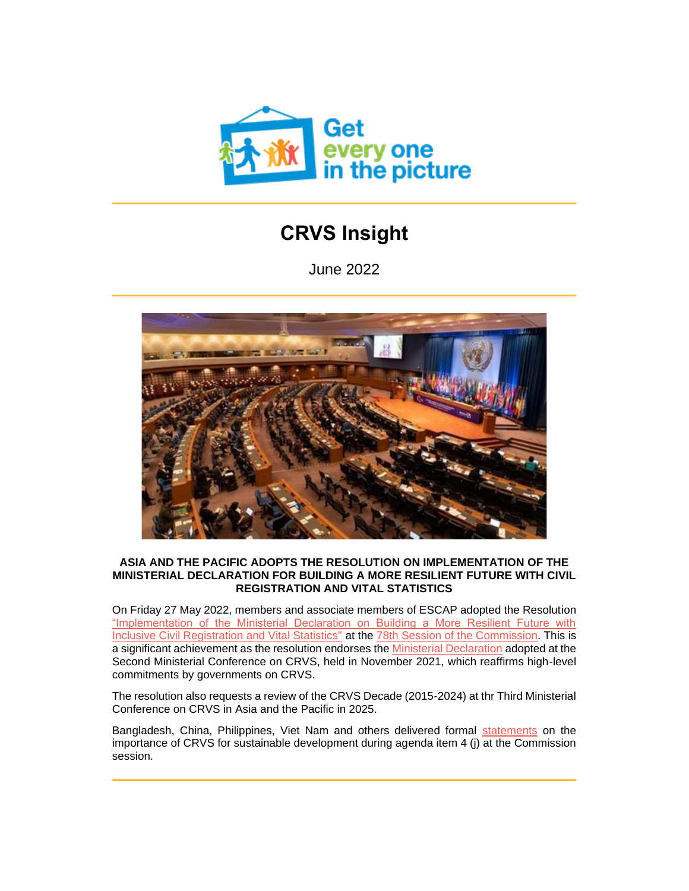Get every one in the picture

# CRVS Insight

June 2022

### ASIA AND THE PACIFIC ADOPTS THE RESOLUTION ON IMPLEMENTATION OF THE MINISTERIAL DECLARATION FOR BUILDING A MORE RESILIENT FUTURE WITH CIVIL REGISTRATION AND VITAL STATISTICS

On Friday 27 May 2022, members and associate members of ESCAP adopted the Resolution "Implementation of the Ministerial Declaration on Building a More Resilient Future with Inclusive Civil Registration and Vital Statistics" at the 78th Session of the Commission. This is a significant achievement as the resolution endorses the Ministerial Declaration adopted at the Second Ministerial Conference on CRVS, held in November 2021, which reaffirms high-level commitments by governments on CRVS.

The resolution also requests a review of the CRVS Decade (2015-2024) at thr Third Ministerial Conference on CRVS in Asia and the Pacific in 2025.

Bangladesh, China, Philippines, Viet Nam and others delivered formal statements on the importance of CRVS for sustainable development during agenda item 4 (j) at the Commission session.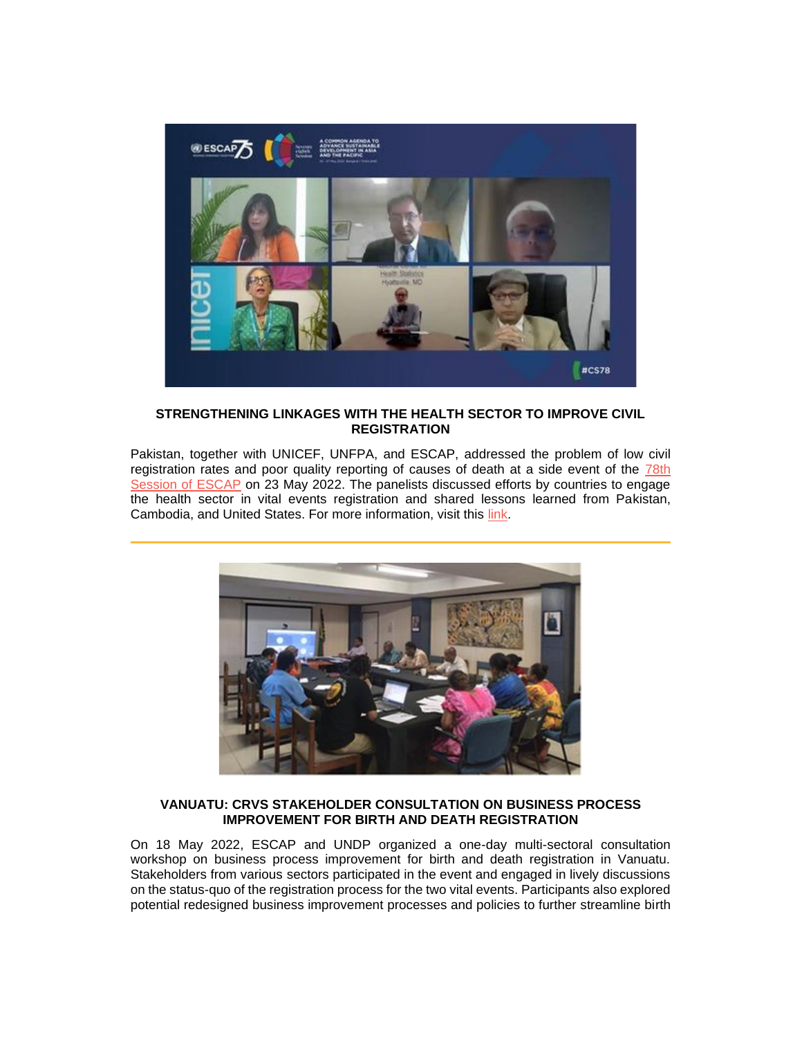### STRENGTHENING LINKAGES WITH THE HEALTH SECTOR TO IMPROVE CIVIL REGISTRATION

Pakistan, together with UNICEF, UNFPA, and ESCAP, addressed the problem of low civil registration rates and poor quality reporting of causes of death at a side event of the 78th Session of ESCAP on 23 May 2022. The panelists discussed efforts by countries to engage the health sector in vital events registration and shared lessons learned from Pakistan, Cambodia, and United States. For more information, visit this link.

---

### VANUATU: CRVS STAKEHOLDER CONSULTATION ON BUSINESS PROCESS IMPROVEMENT FOR BIRTH AND DEATH REGISTRATION

On 18 May 2022, ESCAP and UNDP organized a one-day multi-sectoral consultation workshop on business process improvement for birth and death registration in Vanuatu. Stakeholders from various sectors participated in the event and engaged in lively discussions on the status-quo of the registration process for the two vital events. Participants also explored potential redesigned business improvement processes and policies to further streamline birth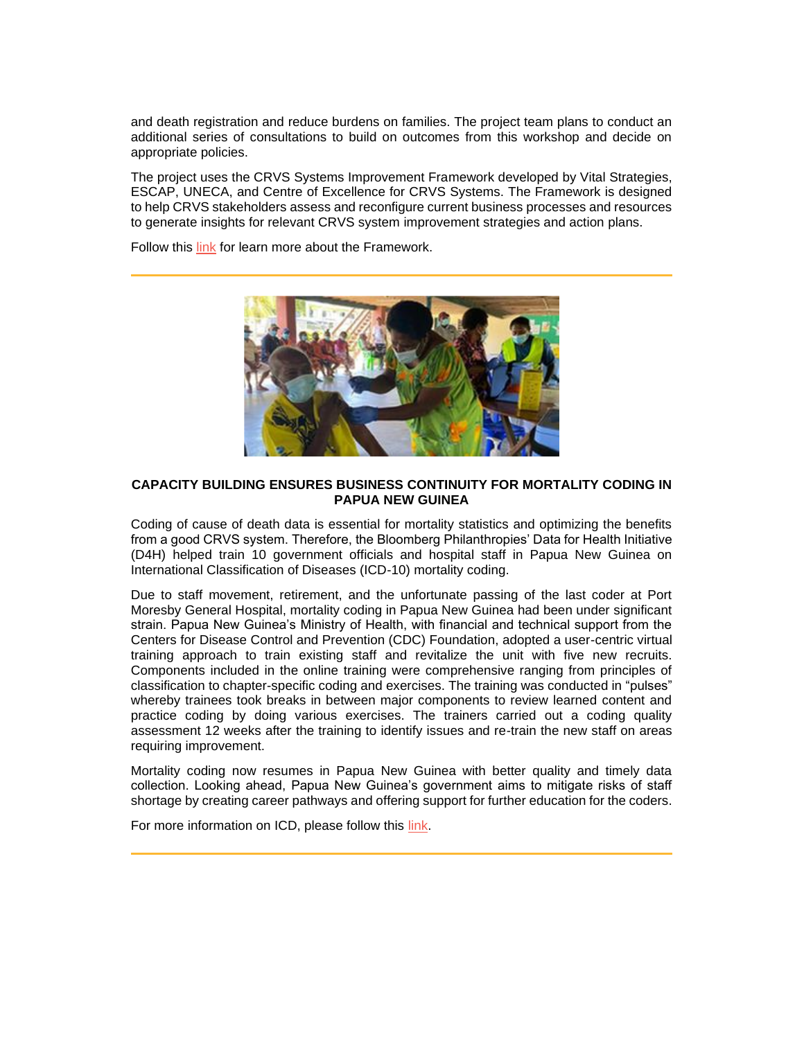and death registration and reduce burdens on families. The project team plans to conduct an additional series of consultations to build on outcomes from this workshop and decide on appropriate policies.

The project uses the CRVS Systems Improvement Framework developed by Vital Strategies, ESCAP, UNECA, and Centre of Excellence for CRVS Systems. The Framework is designed to help CRVS stakeholders assess and reconfigure current business processes and resources to generate insights for relevant CRVS system improvement strategies and action plans.

Follow this link for learn more about the Framework.

---

**CAPACITY BUILDING ENSURES BUSINESS CONTINUITY FOR MORTALITY CODING IN PAPUA NEW GUINEA**

Coding of cause of death data is essential for mortality statistics and optimizing the benefits from a good CRVS system. Therefore, the Bloomberg Philanthropies' Data for Health Initiative (D4H) helped train 10 government officials and hospital staff in Papua New Guinea on International Classification of Diseases (ICD-10) mortality coding.

Due to staff movement, retirement, and the unfortunate passing of the last coder at Port Moresby General Hospital, mortality coding in Papua New Guinea had been under significant strain. Papua New Guinea's Ministry of Health, with financial and technical support from the Centers for Disease Control and Prevention (CDC) Foundation, adopted a user-centric virtual training approach to train existing staff and revitalize the unit with five new recruits. Components included in the online training were comprehensive ranging from principles of classification to chapter-specific coding and exercises. The training was conducted in "pulses" whereby trainees took breaks in between major components to review learned content and practice coding by doing various exercises. The trainers carried out a coding quality assessment 12 weeks after the training to identify issues and re-train the new staff on areas requiring improvement.

Mortality coding now resumes in Papua New Guinea with better quality and timely data collection. Looking ahead, Papua New Guinea's government aims to mitigate risks of staff shortage by creating career pathways and offering support for further education for the coders.

For more information on ICD, please follow this link.

---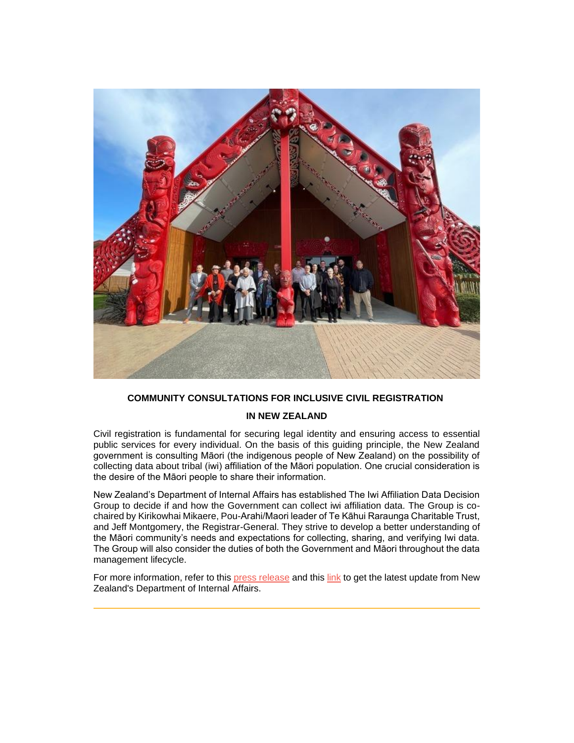**COMMUNITY CONSULTATIONS FOR INCLUSIVE CIVIL REGISTRATION IN NEW ZEALAND**

Civil registration is fundamental for securing legal identity and ensuring access to essential public services for every individual. On the basis of this guiding principle, the New Zealand government is consulting Māori (the indigenous people of New Zealand) on the possibility of collecting data about tribal (iwi) affiliation of the Māori population. One crucial consideration is the desire of the Māori people to share their information.

New Zealand's Department of Internal Affairs has established The Iwi Affiliation Data Decision Group to decide if and how the Government can collect iwi affiliation data. The Group is co-chaired by Kirikowhai Mikaere, Pou-Arahi/Maori leader of Te Kāhui Raraunga Charitable Trust, and Jeff Montgomery, the Registrar-General. They strive to develop a better understanding of the Māori community's needs and expectations for collecting, sharing, and verifying Iwi data. The Group will also consider the duties of both the Government and Māori throughout the data management lifecycle.

For more information, refer to this press release and this link to get the latest update from New Zealand's Department of Internal Affairs.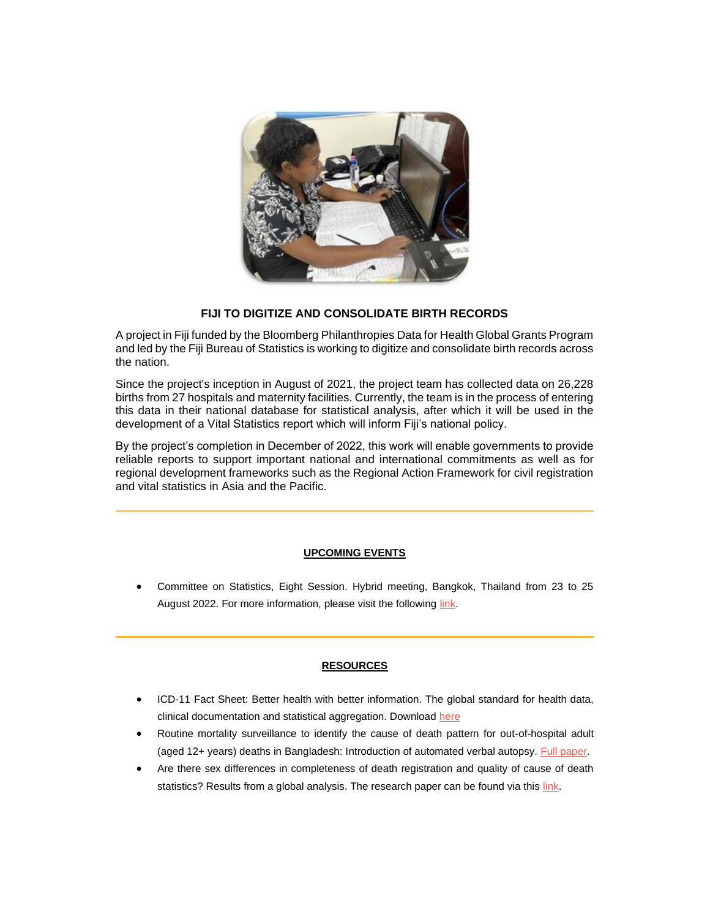## FIJI TO DIGITIZE AND CONSOLIDATE BIRTH RECORDS

A project in Fiji funded by the Bloomberg Philanthropies Data for Health Global Grants Program and led by the Fiji Bureau of Statistics is working to digitize and consolidate birth records across the nation.

Since the project's inception in August of 2021, the project team has collected data on 26,228 births from 27 hospitals and maternity facilities. Currently, the team is in the process of entering this data in their national database for statistical analysis, after which it will be used in the development of a Vital Statistics report which will inform Fiji's national policy.

By the project's completion in December of 2022, this work will enable governments to provide reliable reports to support important national and international commitments as well as for regional development frameworks such as the Regional Action Framework for civil registration and vital statistics in Asia and the Pacific.

---

## UPCOMING EVENTS

- Committee on Statistics, Eight Session. Hybrid meeting, Bangkok, Thailand from 23 to 25 August 2022. For more information, please visit the following link.

---

## RESOURCES

- ICD-11 Fact Sheet: Better health with better information. The global standard for health data, clinical documentation and statistical aggregation. Download here
- Routine mortality surveillance to identify the cause of death pattern for out-of-hospital adult (aged 12+ years) deaths in Bangladesh: Introduction of automated verbal autopsy. Full paper.
- Are there sex differences in completeness of death registration and quality of cause of death statistics? Results from a global analysis. The research paper can be found via this link.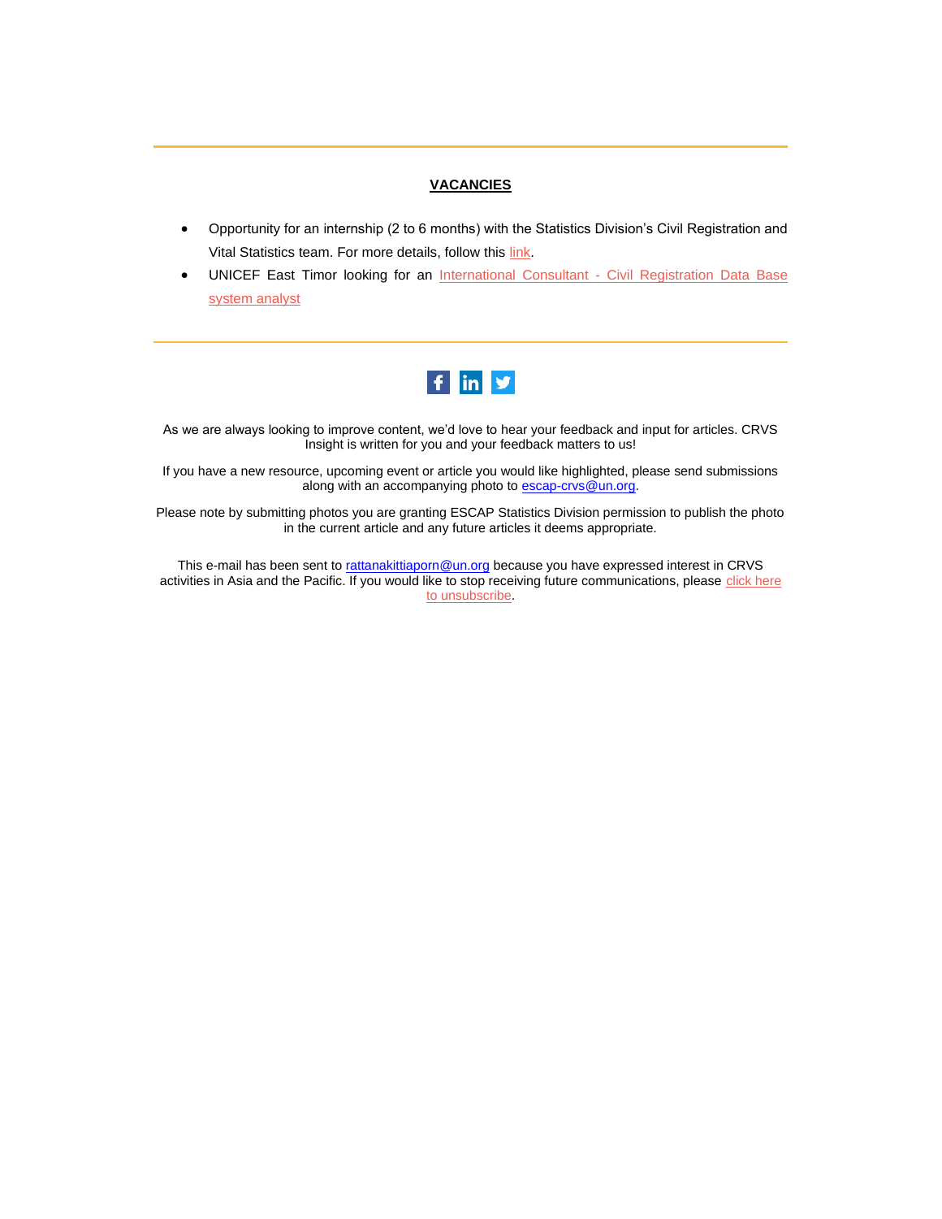## VACANCIES

- Opportunity for an internship (2 to 6 months) with the Statistics Division's Civil Registration and Vital Statistics team. For more details, follow this link.
- UNICEF East Timor looking for an International Consultant - Civil Registration Data Base system analyst

---

As we are always looking to improve content, we'd love to hear your feedback and input for articles. CRVS Insight is written for you and your feedback matters to us!

If you have a new resource, upcoming event or article you would like highlighted, please send submissions along with an accompanying photo to escap-crvs@un.org.

Please note by submitting photos you are granting ESCAP Statistics Division permission to publish the photo in the current article and any future articles it deems appropriate.

This e-mail has been sent to rattanakittiaporn@un.org because you have expressed interest in CRVS activities in Asia and the Pacific. If you would like to stop receiving future communications, please click here to unsubscribe.